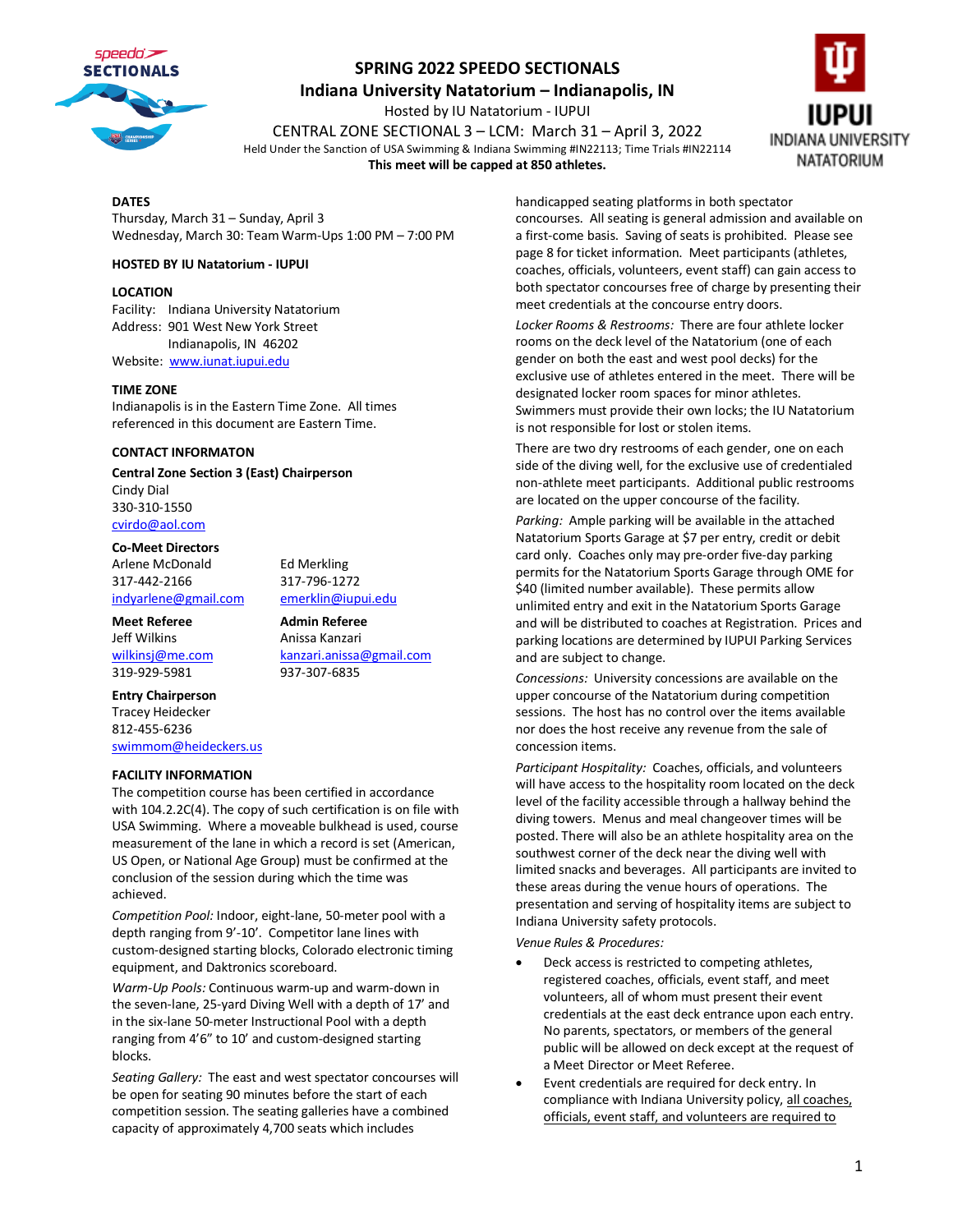# SPRING 2022 SPEEDO SECTIONALS

## Indiana University Natatorium – Indianapolis, IN

Hosted by IU Natatorium - IUPUI

CENTRAL ZONE SECTIONAL 3 – LCM: March 31 – April 3, 2022

Held Under the Sanction of USA Swimming & Indiana Swimming #IN22113; Time Trials #IN22114

**This meet will be capped at 850 athletes.**

### DATES

Thursday, March 31 – Sunday, April 3

Wednesday, March 30: Team Warm-Ups 1:00 PM – 7:00 PM

### HOSTED BY IU Natatorium - IUPUI

### LOCATION

Facility: Indiana University Natatorium

Address: 901 West New York Street
Indianapolis, IN 46202

Website: www.iunat.iupui.edu

### TIME ZONE

Indianapolis is in the Eastern Time Zone. All times referenced in this document are Eastern Time.

### CONTACT INFORMATON

**Central Zone Section 3 (East) Chairperson**

Cindy Dial
330-310-1550
cvirdo@aol.com

**Co-Meet Directors**

Arlene McDonald
317-442-2166
indyarlene@gmail.com

Ed Merkling
317-796-1272
emerklin@iupui.edu

**Meet Referee**

Jeff Wilkins
wilkinsj@me.com
319-929-5981

**Admin Referee**

Anissa Kanzari
kanzari.anissa@gmail.com
937-307-6835

**Entry Chairperson**

Tracey Heidecker
812-455-6236
swimmom@heideckers.us

### FACILITY INFORMATION

The competition course has been certified in accordance with 104.2.2C(4). The copy of such certification is on file with USA Swimming. Where a moveable bulkhead is used, course measurement of the lane in which a record is set (American, US Open, or National Age Group) must be confirmed at the conclusion of the session during which the time was achieved.

*Competition Pool:* Indoor, eight-lane, 50-meter pool with a depth ranging from 9'-10'. Competitor lane lines with custom-designed starting blocks, Colorado electronic timing equipment, and Daktronics scoreboard.

*Warm-Up Pools:* Continuous warm-up and warm-down in the seven-lane, 25-yard Diving Well with a depth of 17' and in the six-lane 50-meter Instructional Pool with a depth ranging from 4'6" to 10' and custom-designed starting blocks.

*Seating Gallery:* The east and west spectator concourses will be open for seating 90 minutes before the start of each competition session. The seating galleries have a combined capacity of approximately 4,700 seats which includes handicapped seating platforms in both spectator concourses. All seating is general admission and available on a first-come basis. Saving of seats is prohibited. Please see page 8 for ticket information. Meet participants (athletes, coaches, officials, volunteers, event staff) can gain access to both spectator concourses free of charge by presenting their meet credentials at the concourse entry doors.

*Locker Rooms & Restrooms:* There are four athlete locker rooms on the deck level of the Natatorium (one of each gender on both the east and west pool decks) for the exclusive use of athletes entered in the meet. There will be designated locker room spaces for minor athletes. Swimmers must provide their own locks; the IU Natatorium is not responsible for lost or stolen items.

There are two dry restrooms of each gender, one on each side of the diving well, for the exclusive use of credentialed non-athlete meet participants. Additional public restrooms are located on the upper concourse of the facility.

*Parking:* Ample parking will be available in the attached Natatorium Sports Garage at $7 per entry, credit or debit card only. Coaches only may pre-order five-day parking permits for the Natatorium Sports Garage through OME for $40 (limited number available). These permits allow unlimited entry and exit in the Natatorium Sports Garage and will be distributed to coaches at Registration. Prices and parking locations are determined by IUPUI Parking Services and are subject to change.

*Concessions:* University concessions are available on the upper concourse of the Natatorium during competition sessions. The host has no control over the items available nor does the host receive any revenue from the sale of concession items.

*Participant Hospitality:* Coaches, officials, and volunteers will have access to the hospitality room located on the deck level of the facility accessible through a hallway behind the diving towers. Menus and meal changeover times will be posted. There will also be an athlete hospitality area on the southwest corner of the deck near the diving well with limited snacks and beverages. All participants are invited to these areas during the venue hours of operations. The presentation and serving of hospitality items are subject to Indiana University safety protocols.

*Venue Rules & Procedures:*

- Deck access is restricted to competing athletes, registered coaches, officials, event staff, and meet volunteers, all of whom must present their event credentials at the east deck entrance upon each entry. No parents, spectators, or members of the general public will be allowed on deck except at the request of a Meet Director or Meet Referee.
- Event credentials are required for deck entry. In compliance with Indiana University policy, all coaches, officials, event staff, and volunteers are required to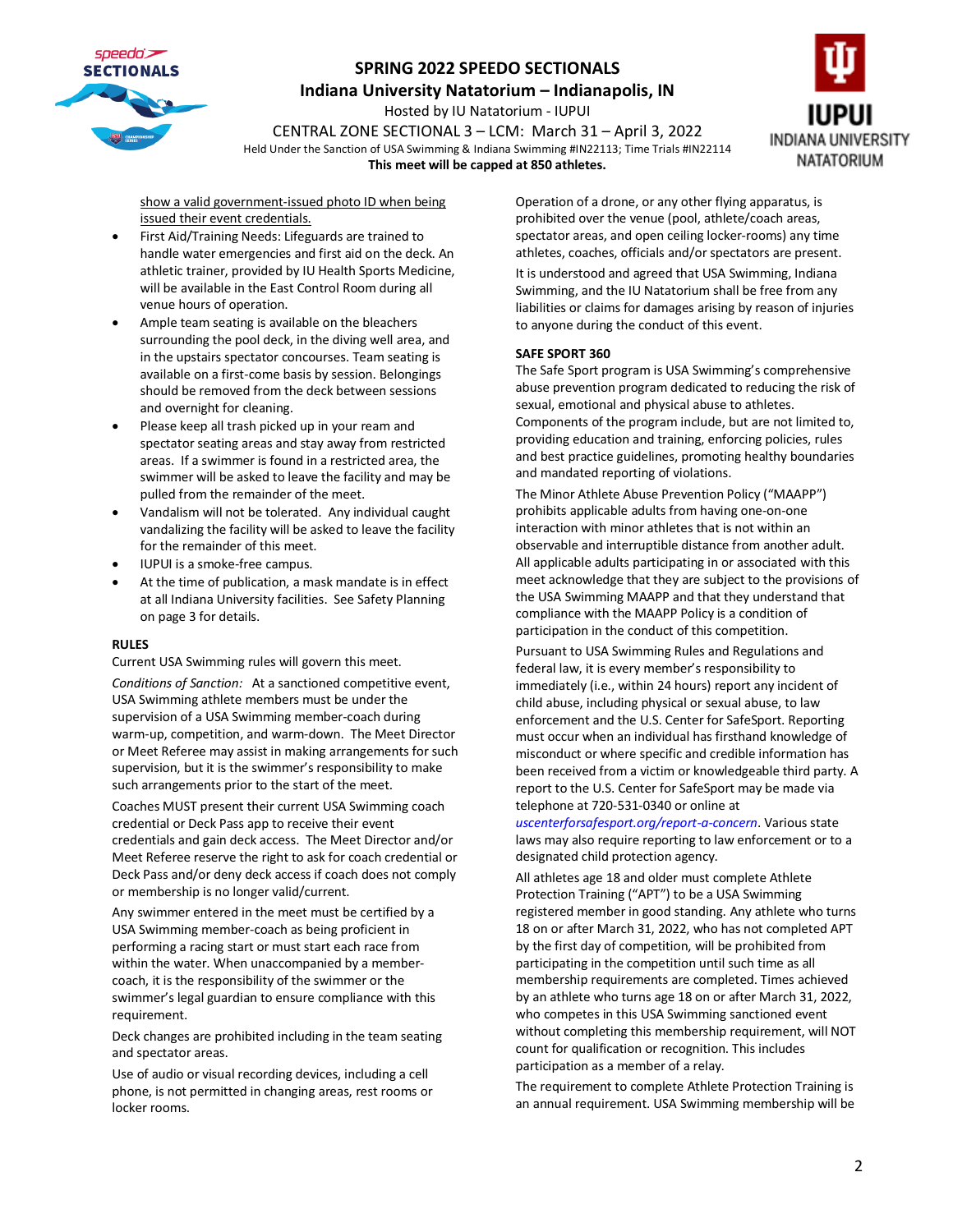show a valid government-issued photo ID when being issued their event credentials.

- First Aid/Training Needs: Lifeguards are trained to handle water emergencies and first aid on the deck. An athletic trainer, provided by IU Health Sports Medicine, will be available in the East Control Room during all venue hours of operation.
- Ample team seating is available on the bleachers surrounding the pool deck, in the diving well area, and in the upstairs spectator concourses. Team seating is available on a first-come basis by session. Belongings should be removed from the deck between sessions and overnight for cleaning.
- Please keep all trash picked up in your ream and spectator seating areas and stay away from restricted areas. If a swimmer is found in a restricted area, the swimmer will be asked to leave the facility and may be pulled from the remainder of the meet.
- Vandalism will not be tolerated. Any individual caught vandalizing the facility will be asked to leave the facility for the remainder of this meet.
- IUPUI is a smoke-free campus.
- At the time of publication, a mask mandate is in effect at all Indiana University facilities. See Safety Planning on page 3 for details.

**RULES**

Current USA Swimming rules will govern this meet.

*Conditions of Sanction:* At a sanctioned competitive event, USA Swimming athlete members must be under the supervision of a USA Swimming member-coach during warm-up, competition, and warm-down. The Meet Director or Meet Referee may assist in making arrangements for such supervision, but it is the swimmer's responsibility to make such arrangements prior to the start of the meet.

Coaches MUST present their current USA Swimming coach credential or Deck Pass app to receive their event credentials and gain deck access. The Meet Director and/or Meet Referee reserve the right to ask for coach credential or Deck Pass and/or deny deck access if coach does not comply or membership is no longer valid/current.

Any swimmer entered in the meet must be certified by a USA Swimming member-coach as being proficient in performing a racing start or must start each race from within the water. When unaccompanied by a member-coach, it is the responsibility of the swimmer or the swimmer's legal guardian to ensure compliance with this requirement.

Deck changes are prohibited including in the team seating and spectator areas.

Use of audio or visual recording devices, including a cell phone, is not permitted in changing areas, rest rooms or locker rooms.

Operation of a drone, or any other flying apparatus, is prohibited over the venue (pool, athlete/coach areas, spectator areas, and open ceiling locker-rooms) any time athletes, coaches, officials and/or spectators are present.

It is understood and agreed that USA Swimming, Indiana Swimming, and the IU Natatorium shall be free from any liabilities or claims for damages arising by reason of injuries to anyone during the conduct of this event.

**SAFE SPORT 360**

The Safe Sport program is USA Swimming's comprehensive abuse prevention program dedicated to reducing the risk of sexual, emotional and physical abuse to athletes. Components of the program include, but are not limited to, providing education and training, enforcing policies, rules and best practice guidelines, promoting healthy boundaries and mandated reporting of violations.

The Minor Athlete Abuse Prevention Policy ("MAAPP") prohibits applicable adults from having one-on-one interaction with minor athletes that is not within an observable and interruptible distance from another adult. All applicable adults participating in or associated with this meet acknowledge that they are subject to the provisions of the USA Swimming MAAPP and that they understand that compliance with the MAAPP Policy is a condition of participation in the conduct of this competition.

Pursuant to USA Swimming Rules and Regulations and federal law, it is every member's responsibility to immediately (i.e., within 24 hours) report any incident of child abuse, including physical or sexual abuse, to law enforcement and the U.S. Center for SafeSport. Reporting must occur when an individual has firsthand knowledge of misconduct or where specific and credible information has been received from a victim or knowledgeable third party. A report to the U.S. Center for SafeSport may be made via telephone at 720-531-0340 or online at *uscenterforsafesport.org/report-a-concern*. Various state laws may also require reporting to law enforcement or to a designated child protection agency.

All athletes age 18 and older must complete Athlete Protection Training ("APT") to be a USA Swimming registered member in good standing. Any athlete who turns 18 on or after March 31, 2022, who has not completed APT by the first day of competition, will be prohibited from participating in the competition until such time as all membership requirements are completed. Times achieved by an athlete who turns age 18 on or after March 31, 2022, who competes in this USA Swimming sanctioned event without completing this membership requirement, will NOT count for qualification or recognition. This includes participation as a member of a relay.

The requirement to complete Athlete Protection Training is an annual requirement. USA Swimming membership will be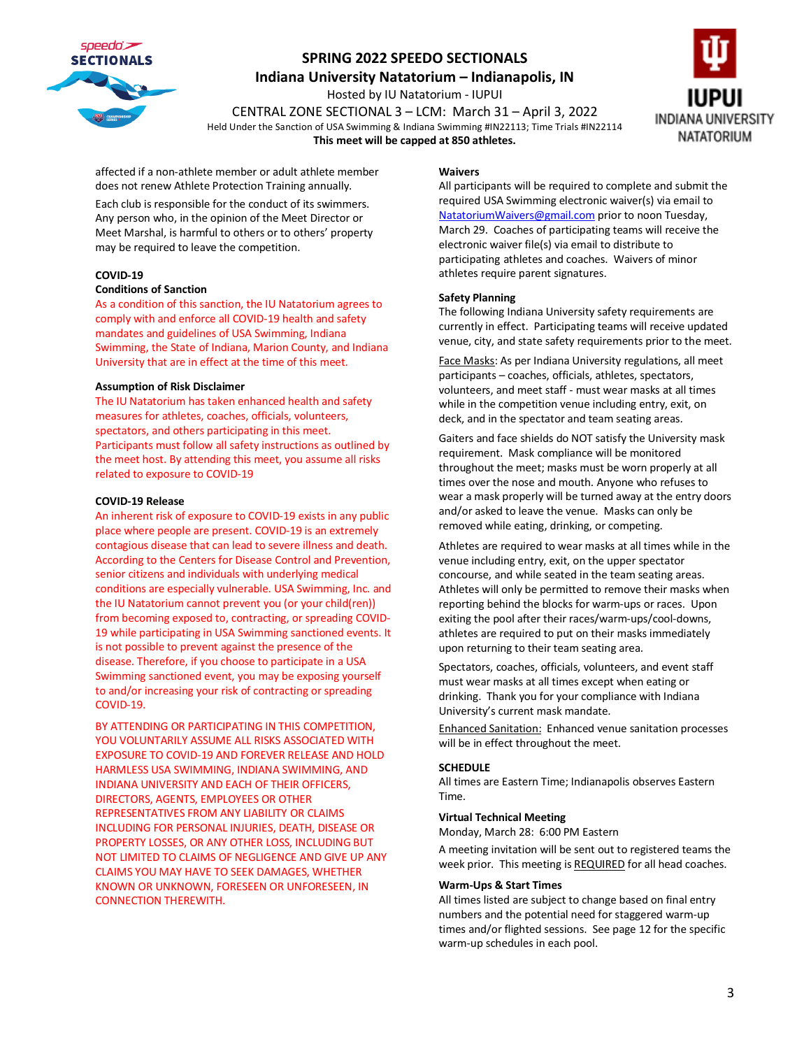affected if a non-athlete member or adult athlete member does not renew Athlete Protection Training annually.

Each club is responsible for the conduct of its swimmers. Any person who, in the opinion of the Meet Director or Meet Marshal, is harmful to others or to others' property may be required to leave the competition.

**COVID-19**

**Conditions of Sanction**

As a condition of this sanction, the IU Natatorium agrees to comply with and enforce all COVID-19 health and safety mandates and guidelines of USA Swimming, Indiana Swimming, the State of Indiana, Marion County, and Indiana University that are in effect at the time of this meet.

**Assumption of Risk Disclaimer**

The IU Natatorium has taken enhanced health and safety measures for athletes, coaches, officials, volunteers, spectators, and others participating in this meet. Participants must follow all safety instructions as outlined by the meet host. By attending this meet, you assume all risks related to exposure to COVID-19

**COVID-19 Release**

An inherent risk of exposure to COVID-19 exists in any public place where people are present. COVID-19 is an extremely contagious disease that can lead to severe illness and death. According to the Centers for Disease Control and Prevention, senior citizens and individuals with underlying medical conditions are especially vulnerable. USA Swimming, Inc. and the IU Natatorium cannot prevent you (or your child(ren)) from becoming exposed to, contracting, or spreading COVID-19 while participating in USA Swimming sanctioned events. It is not possible to prevent against the presence of the disease. Therefore, if you choose to participate in a USA Swimming sanctioned event, you may be exposing yourself to and/or increasing your risk of contracting or spreading COVID-19.

BY ATTENDING OR PARTICIPATING IN THIS COMPETITION, YOU VOLUNTARILY ASSUME ALL RISKS ASSOCIATED WITH EXPOSURE TO COVID-19 AND FOREVER RELEASE AND HOLD HARMLESS USA SWIMMING, INDIANA SWIMMING, AND INDIANA UNIVERSITY AND EACH OF THEIR OFFICERS, DIRECTORS, AGENTS, EMPLOYEES OR OTHER REPRESENTATIVES FROM ANY LIABILITY OR CLAIMS INCLUDING FOR PERSONAL INJURIES, DEATH, DISEASE OR PROPERTY LOSSES, OR ANY OTHER LOSS, INCLUDING BUT NOT LIMITED TO CLAIMS OF NEGLIGENCE AND GIVE UP ANY CLAIMS YOU MAY HAVE TO SEEK DAMAGES, WHETHER KNOWN OR UNKNOWN, FORESEEN OR UNFORESEEN, IN CONNECTION THEREWITH.

**Waivers**

All participants will be required to complete and submit the required USA Swimming electronic waiver(s) via email to NatatoriumWaivers@gmail.com prior to noon Tuesday, March 29. Coaches of participating teams will receive the electronic waiver file(s) via email to distribute to participating athletes and coaches. Waivers of minor athletes require parent signatures.

**Safety Planning**

The following Indiana University safety requirements are currently in effect. Participating teams will receive updated venue, city, and state safety requirements prior to the meet.

Face Masks: As per Indiana University regulations, all meet participants – coaches, officials, athletes, spectators, volunteers, and meet staff - must wear masks at all times while in the competition venue including entry, exit, on deck, and in the spectator and team seating areas.

Gaiters and face shields do NOT satisfy the University mask requirement. Mask compliance will be monitored throughout the meet; masks must be worn properly at all times over the nose and mouth. Anyone who refuses to wear a mask properly will be turned away at the entry doors and/or asked to leave the venue. Masks can only be removed while eating, drinking, or competing.

Athletes are required to wear masks at all times while in the venue including entry, exit, on the upper spectator concourse, and while seated in the team seating areas. Athletes will only be permitted to remove their masks when reporting behind the blocks for warm-ups or races. Upon exiting the pool after their races/warm-ups/cool-downs, athletes are required to put on their masks immediately upon returning to their team seating area.

Spectators, coaches, officials, volunteers, and event staff must wear masks at all times except when eating or drinking. Thank you for your compliance with Indiana University's current mask mandate.

Enhanced Sanitation: Enhanced venue sanitation processes will be in effect throughout the meet.

**SCHEDULE**

All times are Eastern Time; Indianapolis observes Eastern Time.

**Virtual Technical Meeting**

Monday, March 28: 6:00 PM Eastern

A meeting invitation will be sent out to registered teams the week prior. This meeting is REQUIRED for all head coaches.

**Warm-Ups & Start Times**

All times listed are subject to change based on final entry numbers and the potential need for staggered warm-up times and/or flighted sessions. See page 12 for the specific warm-up schedules in each pool.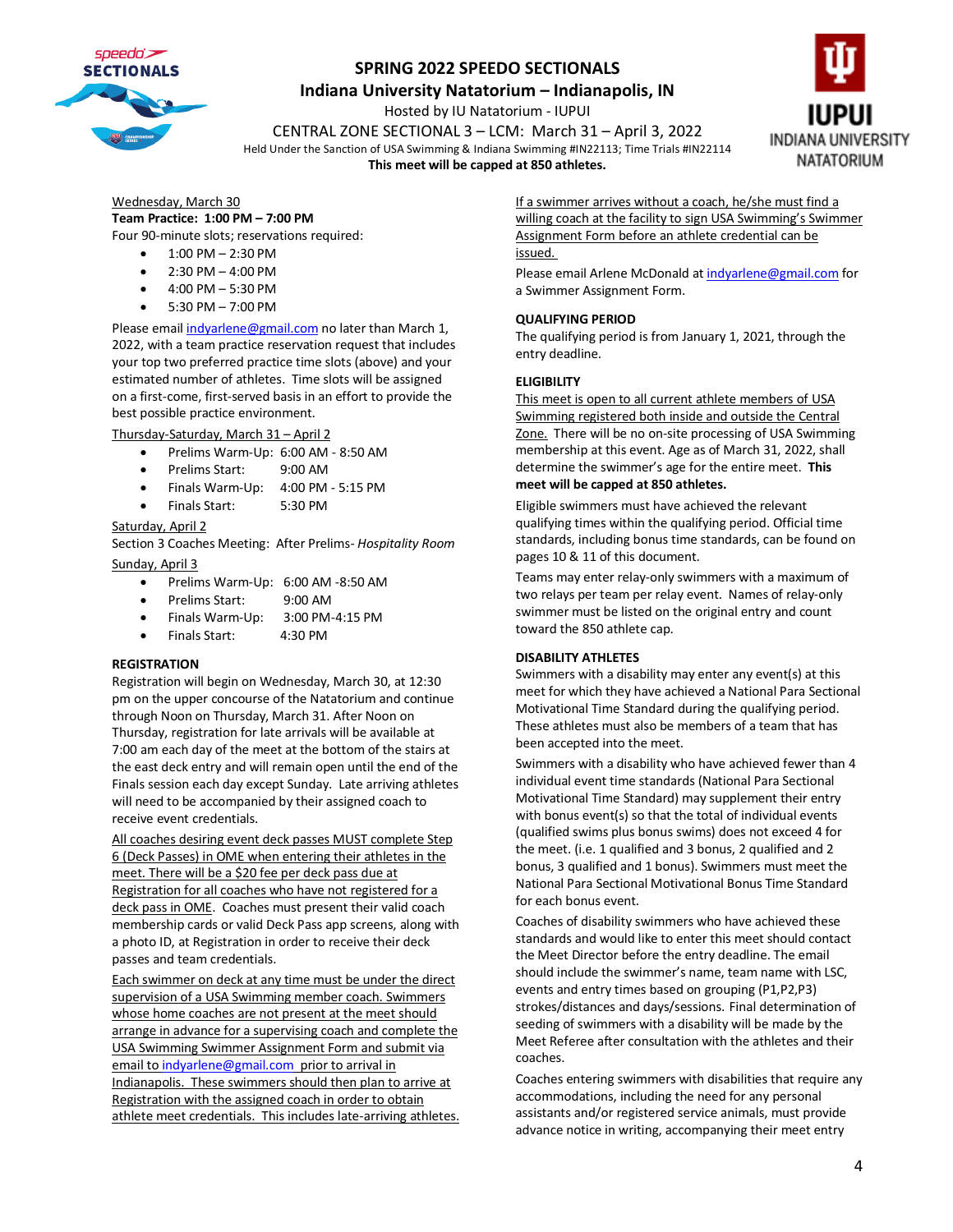# SPRING 2022 SPEEDO SECTIONALS

## Indiana University Natatorium – Indianapolis, IN

Hosted by IU Natatorium - IUPUI

CENTRAL ZONE SECTIONAL 3 – LCM: March 31 – April 3, 2022

Held Under the Sanction of USA Swimming & Indiana Swimming #IN22113; Time Trials #IN22114

**This meet will be capped at 850 athletes.**

Wednesday, March 30

**Team Practice: 1:00 PM – 7:00 PM**

Four 90-minute slots; reservations required:

- 1:00 PM – 2:30 PM
- 2:30 PM – 4:00 PM
- 4:00 PM – 5:30 PM
- 5:30 PM – 7:00 PM

Please email indyarlene@gmail.com no later than March 1, 2022, with a team practice reservation request that includes your top two preferred practice time slots (above) and your estimated number of athletes. Time slots will be assigned on a first-come, first-served basis in an effort to provide the best possible practice environment.

Thursday-Saturday, March 31 – April 2

- Prelims Warm-Up: 6:00 AM - 8:50 AM
- Prelims Start: 9:00 AM
- Finals Warm-Up: 4:00 PM - 5:15 PM
- Finals Start: 5:30 PM

Saturday, April 2

Section 3 Coaches Meeting: After Prelims- *Hospitality Room*

Sunday, April 3

- Prelims Warm-Up: 6:00 AM -8:50 AM
- Prelims Start: 9:00 AM
- Finals Warm-Up: 3:00 PM-4:15 PM
- Finals Start: 4:30 PM

### REGISTRATION

Registration will begin on Wednesday, March 30, at 12:30 pm on the upper concourse of the Natatorium and continue through Noon on Thursday, March 31. After Noon on Thursday, registration for late arrivals will be available at 7:00 am each day of the meet at the bottom of the stairs at the east deck entry and will remain open until the end of the Finals session each day except Sunday. Late arriving athletes will need to be accompanied by their assigned coach to receive event credentials.

All coaches desiring event deck passes MUST complete Step 6 (Deck Passes) in OME when entering their athletes in the meet. There will be a $20 fee per deck pass due at Registration for all coaches who have not registered for a deck pass in OME. Coaches must present their valid coach membership cards or valid Deck Pass app screens, along with a photo ID, at Registration in order to receive their deck passes and team credentials.

Each swimmer on deck at any time must be under the direct supervision of a USA Swimming member coach. Swimmers whose home coaches are not present at the meet should arrange in advance for a supervising coach and complete the USA Swimming Swimmer Assignment Form and submit via email to indyarlene@gmail.com prior to arrival in Indianapolis. These swimmers should then plan to arrive at Registration with the assigned coach in order to obtain athlete meet credentials. This includes late-arriving athletes.

If a swimmer arrives without a coach, he/she must find a willing coach at the facility to sign USA Swimming's Swimmer Assignment Form before an athlete credential can be issued.

Please email Arlene McDonald at indyarlene@gmail.com for a Swimmer Assignment Form.

### QUALIFYING PERIOD

The qualifying period is from January 1, 2021, through the entry deadline.

### ELIGIBILITY

This meet is open to all current athlete members of USA Swimming registered both inside and outside the Central Zone. There will be no on-site processing of USA Swimming membership at this event. Age as of March 31, 2022, shall determine the swimmer's age for the entire meet. **This meet will be capped at 850 athletes.**

Eligible swimmers must have achieved the relevant qualifying times within the qualifying period. Official time standards, including bonus time standards, can be found on pages 10 & 11 of this document.

Teams may enter relay-only swimmers with a maximum of two relays per team per relay event. Names of relay-only swimmer must be listed on the original entry and count toward the 850 athlete cap.

### DISABILITY ATHLETES

Swimmers with a disability may enter any event(s) at this meet for which they have achieved a National Para Sectional Motivational Time Standard during the qualifying period. These athletes must also be members of a team that has been accepted into the meet.

Swimmers with a disability who have achieved fewer than 4 individual event time standards (National Para Sectional Motivational Time Standard) may supplement their entry with bonus event(s) so that the total of individual events (qualified swims plus bonus swims) does not exceed 4 for the meet. (i.e. 1 qualified and 3 bonus, 2 qualified and 2 bonus, 3 qualified and 1 bonus). Swimmers must meet the National Para Sectional Motivational Bonus Time Standard for each bonus event.

Coaches of disability swimmers who have achieved these standards and would like to enter this meet should contact the Meet Director before the entry deadline. The email should include the swimmer's name, team name with LSC, events and entry times based on grouping (P1,P2,P3) strokes/distances and days/sessions. Final determination of seeding of swimmers with a disability will be made by the Meet Referee after consultation with the athletes and their coaches.

Coaches entering swimmers with disabilities that require any accommodations, including the need for any personal assistants and/or registered service animals, must provide advance notice in writing, accompanying their meet entry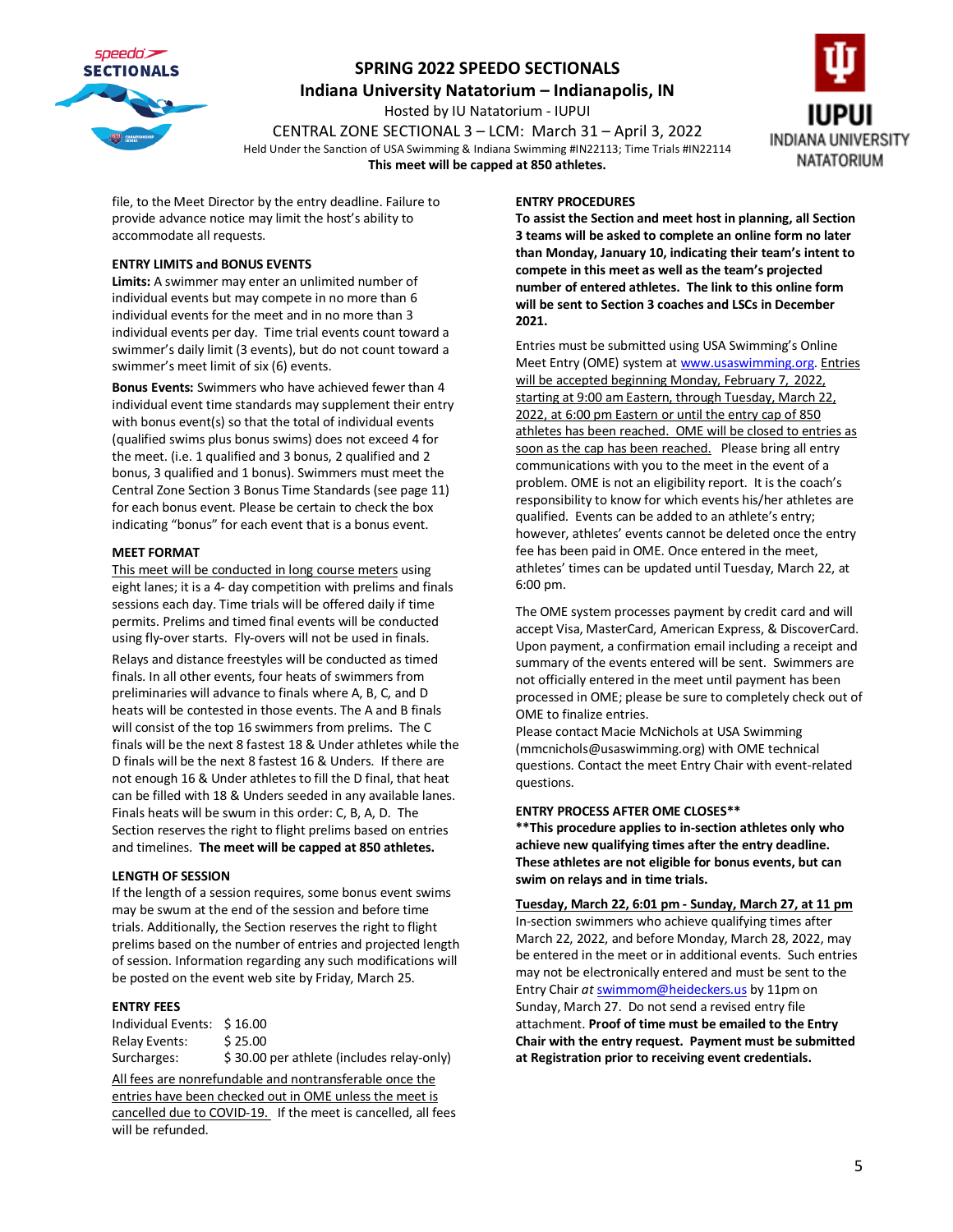file, to the Meet Director by the entry deadline. Failure to provide advance notice may limit the host's ability to accommodate all requests.

### ENTRY LIMITS and BONUS EVENTS

**Limits:** A swimmer may enter an unlimited number of individual events but may compete in no more than 6 individual events for the meet and in no more than 3 individual events per day. Time trial events count toward a swimmer's daily limit (3 events), but do not count toward a swimmer's meet limit of six (6) events.

**Bonus Events:** Swimmers who have achieved fewer than 4 individual event time standards may supplement their entry with bonus event(s) so that the total of individual events (qualified swims plus bonus swims) does not exceed 4 for the meet. (i.e. 1 qualified and 3 bonus, 2 qualified and 2 bonus, 3 qualified and 1 bonus). Swimmers must meet the Central Zone Section 3 Bonus Time Standards (see page 11) for each bonus event. Please be certain to check the box indicating "bonus" for each event that is a bonus event.

### MEET FORMAT

This meet will be conducted in long course meters using eight lanes; it is a 4- day competition with prelims and finals sessions each day. Time trials will be offered daily if time permits. Prelims and timed final events will be conducted using fly-over starts. Fly-overs will not be used in finals.

Relays and distance freestyles will be conducted as timed finals. In all other events, four heats of swimmers from preliminaries will advance to finals where A, B, C, and D heats will be contested in those events. The A and B finals will consist of the top 16 swimmers from prelims. The C finals will be the next 8 fastest 18 & Under athletes while the D finals will be the next 8 fastest 16 & Unders. If there are not enough 16 & Under athletes to fill the D final, that heat can be filled with 18 & Unders seeded in any available lanes. Finals heats will be swum in this order: C, B, A, D. The Section reserves the right to flight prelims based on entries and timelines. **The meet will be capped at 850 athletes.**

### LENGTH OF SESSION

If the length of a session requires, some bonus event swims may be swum at the end of the session and before time trials. Additionally, the Section reserves the right to flight prelims based on the number of entries and projected length of session. Information regarding any such modifications will be posted on the event web site by Friday, March 25.

### ENTRY FEES

| | |
|---|---|
| Individual Events: | $ 16.00 |
| Relay Events: | $ 25.00 |
| Surcharges: | $ 30.00 per athlete (includes relay-only) |

All fees are nonrefundable and nontransferable once the entries have been checked out in OME unless the meet is cancelled due to COVID-19. If the meet is cancelled, all fees will be refunded.

### ENTRY PROCEDURES

**To assist the Section and meet host in planning, all Section 3 teams will be asked to complete an online form no later than Monday, January 10, indicating their team's intent to compete in this meet as well as the team's projected number of entered athletes. The link to this online form will be sent to Section 3 coaches and LSCs in December 2021.**

Entries must be submitted using USA Swimming's Online Meet Entry (OME) system at www.usaswimming.org. Entries will be accepted beginning Monday, February 7, 2022, starting at 9:00 am Eastern, through Tuesday, March 22, 2022, at 6:00 pm Eastern or until the entry cap of 850 athletes has been reached. OME will be closed to entries as soon as the cap has been reached. Please bring all entry communications with you to the meet in the event of a problem. OME is not an eligibility report. It is the coach's responsibility to know for which events his/her athletes are qualified. Events can be added to an athlete's entry; however, athletes' events cannot be deleted once the entry fee has been paid in OME. Once entered in the meet, athletes' times can be updated until Tuesday, March 22, at 6:00 pm.

The OME system processes payment by credit card and will accept Visa, MasterCard, American Express, & DiscoverCard. Upon payment, a confirmation email including a receipt and summary of the events entered will be sent. Swimmers are not officially entered in the meet until payment has been processed in OME; please be sure to completely check out of OME to finalize entries.

Please contact Macie McNichols at USA Swimming (mmcnichols@usaswimming.org) with OME technical questions. Contact the meet Entry Chair with event-related questions.

### ENTRY PROCESS AFTER OME CLOSES**

****This procedure applies to in-section athletes only who achieve new qualifying times after the entry deadline. These athletes are not eligible for bonus events, but can swim on relays and in time trials.**

**Tuesday, March 22, 6:01 pm - Sunday, March 27, at 11 pm**

In-section swimmers who achieve qualifying times after March 22, 2022, and before Monday, March 28, 2022, may be entered in the meet or in additional events. Such entries may not be electronically entered and must be sent to the Entry Chair *at* swimmom@heideckers.us by 11pm on Sunday, March 27. Do not send a revised entry file attachment. **Proof of time must be emailed to the Entry Chair with the entry request. Payment must be submitted at Registration prior to receiving event credentials.**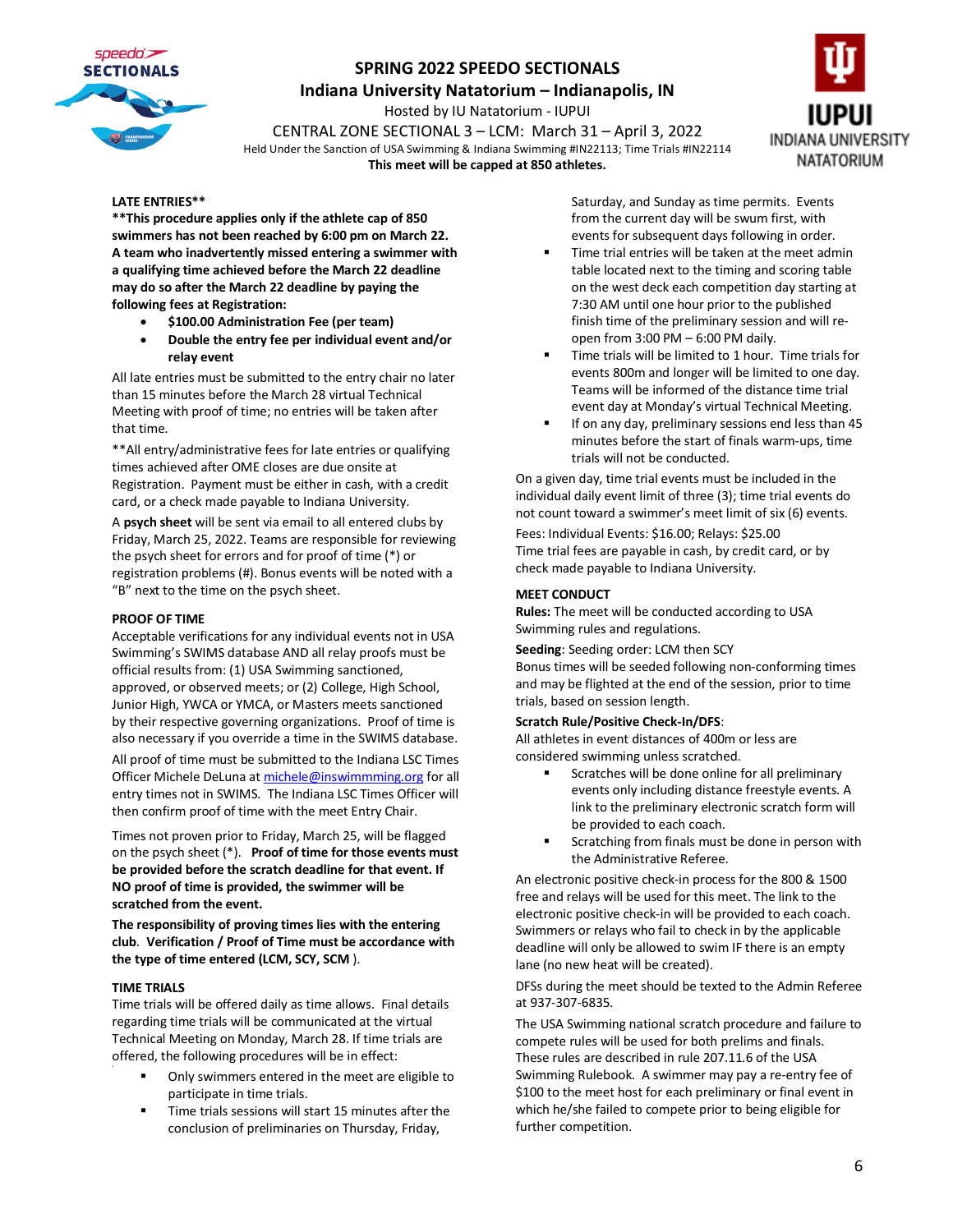**SPRING 2022 SPEEDO SECTIONALS**
**Indiana University Natatorium – Indianapolis, IN**
Hosted by IU Natatorium - IUPUI
CENTRAL ZONE SECTIONAL 3 – LCM: March 31 – April 3, 2022
Held Under the Sanction of USA Swimming & Indiana Swimming #IN22113; Time Trials #IN22114
**This meet will be capped at 850 athletes.**

**LATE ENTRIES****

****This procedure applies only if the athlete cap of 850 swimmers has not been reached by 6:00 pm on March 22. A team who inadvertently missed entering a swimmer with a qualifying time achieved before the March 22 deadline may do so after the March 22 deadline by paying the following fees at Registration:**

- **$100.00 Administration Fee (per team)**
- **Double the entry fee per individual event and/or relay event**

All late entries must be submitted to the entry chair no later than 15 minutes before the March 28 virtual Technical Meeting with proof of time; no entries will be taken after that time.

**All entry/administrative fees for late entries or qualifying times achieved after OME closes are due onsite at Registration. Payment must be either in cash, with a credit card, or a check made payable to Indiana University.

A **psych sheet** will be sent via email to all entered clubs by Friday, March 25, 2022. Teams are responsible for reviewing the psych sheet for errors and for proof of time (*) or registration problems (#). Bonus events will be noted with a "B" next to the time on the psych sheet.

**PROOF OF TIME**

Acceptable verifications for any individual events not in USA Swimming's SWIMS database AND all relay proofs must be official results from: (1) USA Swimming sanctioned, approved, or observed meets; or (2) College, High School, Junior High, YWCA or YMCA, or Masters meets sanctioned by their respective governing organizations. Proof of time is also necessary if you override a time in the SWIMS database.

All proof of time must be submitted to the Indiana LSC Times Officer Michele DeLuna at michele@inswimmming.org for all entry times not in SWIMS. The Indiana LSC Times Officer will then confirm proof of time with the meet Entry Chair.

Times not proven prior to Friday, March 25, will be flagged on the psych sheet (*). **Proof of time for those events must be provided before the scratch deadline for that event. If NO proof of time is provided, the swimmer will be scratched from the event.**

**The responsibility of proving times lies with the entering club. Verification / Proof of Time must be accordance with the type of time entered (LCM, SCY, SCM ).**

**TIME TRIALS**

Time trials will be offered daily as time allows. Final details regarding time trials will be communicated at the virtual Technical Meeting on Monday, March 28. If time trials are offered, the following procedures will be in effect:

- Only swimmers entered in the meet are eligible to participate in time trials.
- Time trials sessions will start 15 minutes after the conclusion of preliminaries on Thursday, Friday, Saturday, and Sunday as time permits. Events from the current day will be swum first, with events for subsequent days following in order.
- Time trial entries will be taken at the meet admin table located next to the timing and scoring table on the west deck each competition day starting at 7:30 AM until one hour prior to the published finish time of the preliminary session and will re-open from 3:00 PM – 6:00 PM daily.
- Time trials will be limited to 1 hour. Time trials for events 800m and longer will be limited to one day. Teams will be informed of the distance time trial event day at Monday's virtual Technical Meeting.
- If on any day, preliminary sessions end less than 45 minutes before the start of finals warm-ups, time trials will not be conducted.

On a given day, time trial events must be included in the individual daily event limit of three (3); time trial events do not count toward a swimmer's meet limit of six (6) events.

Fees: Individual Events: $16.00; Relays: $25.00
Time trial fees are payable in cash, by credit card, or by check made payable to Indiana University.

**MEET CONDUCT**

**Rules:** The meet will be conducted according to USA Swimming rules and regulations.

**Seeding**: Seeding order: LCM then SCY
Bonus times will be seeded following non-conforming times and may be flighted at the end of the session, prior to time trials, based on session length.

**Scratch Rule/Positive Check-In/DFS**:
All athletes in event distances of 400m or less are considered swimming unless scratched.

- Scratches will be done online for all preliminary events only including distance freestyle events. A link to the preliminary electronic scratch form will be provided to each coach.
- Scratching from finals must be done in person with the Administrative Referee.

An electronic positive check-in process for the 800 & 1500 free and relays will be used for this meet. The link to the electronic positive check-in will be provided to each coach. Swimmers or relays who fail to check in by the applicable deadline will only be allowed to swim IF there is an empty lane (no new heat will be created).

DFSs during the meet should be texted to the Admin Referee at 937-307-6835.

The USA Swimming national scratch procedure and failure to compete rules will be used for both prelims and finals. These rules are described in rule 207.11.6 of the USA Swimming Rulebook. A swimmer may pay a re-entry fee of $100 to the meet host for each preliminary or final event in which he/she failed to compete prior to being eligible for further competition.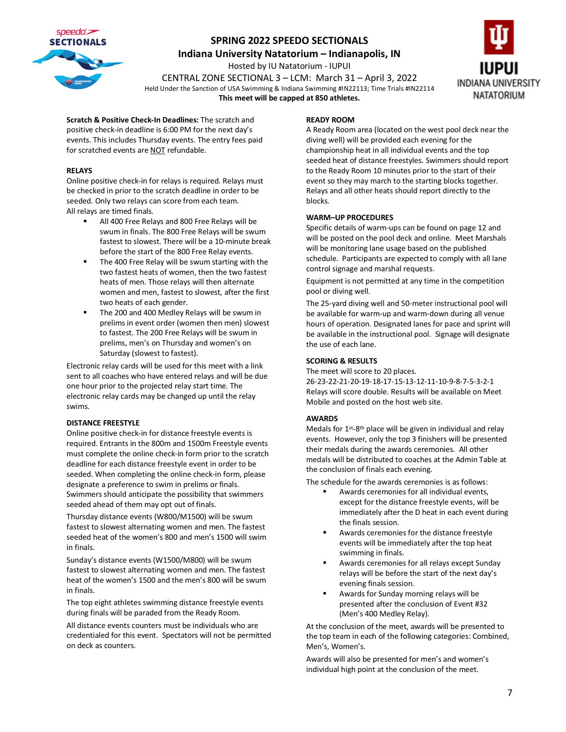# SPRING 2022 SPEEDO SECTIONALS

## Indiana University Natatorium – Indianapolis, IN

Hosted by IU Natatorium - IUPUI

CENTRAL ZONE SECTIONAL 3 – LCM: March 31 – April 3, 2022

Held Under the Sanction of USA Swimming & Indiana Swimming #IN22113; Time Trials #IN22114

**This meet will be capped at 850 athletes.**

**Scratch & Positive Check-In Deadlines:** The scratch and positive check-in deadline is 6:00 PM for the next day's events. This includes Thursday events. The entry fees paid for scratched events are NOT refundable.

### RELAYS

Online positive check-in for relays is required. Relays must be checked in prior to the scratch deadline in order to be seeded. Only two relays can score from each team.

All relays are timed finals.

- All 400 Free Relays and 800 Free Relays will be swum in finals. The 800 Free Relays will be swum fastest to slowest. There will be a 10-minute break before the start of the 800 Free Relay events.
- The 400 Free Relay will be swum starting with the two fastest heats of women, then the two fastest heats of men. Those relays will then alternate women and men, fastest to slowest, after the first two heats of each gender.
- The 200 and 400 Medley Relays will be swum in prelims in event order (women then men) slowest to fastest. The 200 Free Relays will be swum in prelims, men's on Thursday and women's on Saturday (slowest to fastest).

Electronic relay cards will be used for this meet with a link sent to all coaches who have entered relays and will be due one hour prior to the projected relay start time. The electronic relay cards may be changed up until the relay swims.

### DISTANCE FREESTYLE

Online positive check-in for distance freestyle events is required. Entrants in the 800m and 1500m Freestyle events must complete the online check-in form prior to the scratch deadline for each distance freestyle event in order to be seeded. When completing the online check-in form, please designate a preference to swim in prelims or finals. Swimmers should anticipate the possibility that swimmers seeded ahead of them may opt out of finals.

Thursday distance events (W800/M1500) will be swum fastest to slowest alternating women and men. The fastest seeded heat of the women's 800 and men's 1500 will swim in finals.

Sunday's distance events (W1500/M800) will be swum fastest to slowest alternating women and men. The fastest heat of the women's 1500 and the men's 800 will be swum in finals.

The top eight athletes swimming distance freestyle events during finals will be paraded from the Ready Room.

All distance events counters must be individuals who are credentialed for this event. Spectators will not be permitted on deck as counters.

### READY ROOM

A Ready Room area (located on the west pool deck near the diving well) will be provided each evening for the championship heat in all individual events and the top seeded heat of distance freestyles. Swimmers should report to the Ready Room 10 minutes prior to the start of their event so they may march to the starting blocks together. Relays and all other heats should report directly to the blocks.

### WARM–UP PROCEDURES

Specific details of warm-ups can be found on page 12 and will be posted on the pool deck and online. Meet Marshals will be monitoring lane usage based on the published schedule. Participants are expected to comply with all lane control signage and marshal requests.

Equipment is not permitted at any time in the competition pool or diving well.

The 25-yard diving well and 50-meter instructional pool will be available for warm-up and warm-down during all venue hours of operation. Designated lanes for pace and sprint will be available in the instructional pool. Signage will designate the use of each lane.

### SCORING & RESULTS

The meet will score to 20 places.

26-23-22-21-20-19-18-17-15-13-12-11-10-9-8-7-5-3-2-1

Relays will score double. Results will be available on Meet Mobile and posted on the host web site.

### AWARDS

Medals for 1st-8th place will be given in individual and relay events. However, only the top 3 finishers will be presented their medals during the awards ceremonies. All other medals will be distributed to coaches at the Admin Table at the conclusion of finals each evening.

The schedule for the awards ceremonies is as follows:

- Awards ceremonies for all individual events, except for the distance freestyle events, will be immediately after the D heat in each event during the finals session.
- Awards ceremonies for the distance freestyle events will be immediately after the top heat swimming in finals.
- Awards ceremonies for all relays except Sunday relays will be before the start of the next day's evening finals session.
- Awards for Sunday morning relays will be presented after the conclusion of Event #32 (Men's 400 Medley Relay).

At the conclusion of the meet, awards will be presented to the top team in each of the following categories: Combined, Men's, Women's.

Awards will also be presented for men's and women's individual high point at the conclusion of the meet.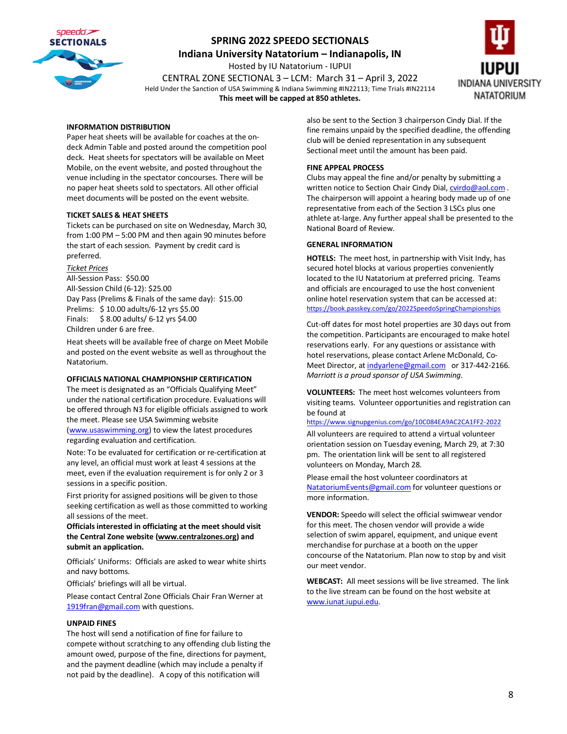# SPRING 2022 SPEEDO SECTIONALS

## Indiana University Natatorium – Indianapolis, IN

Hosted by IU Natatorium - IUPUI

CENTRAL ZONE SECTIONAL 3 – LCM: March 31 – April 3, 2022

Held Under the Sanction of USA Swimming & Indiana Swimming #IN22113; Time Trials #IN22114

**This meet will be capped at 850 athletes.**

### INFORMATION DISTRIBUTION

Paper heat sheets will be available for coaches at the on-deck Admin Table and posted around the competition pool deck. Heat sheets for spectators will be available on Meet Mobile, on the event website, and posted throughout the venue including in the spectator concourses. There will be no paper heat sheets sold to spectators. All other official meet documents will be posted on the event website.

### TICKET SALES & HEAT SHEETS

Tickets can be purchased on site on Wednesday, March 30, from 1:00 PM – 5:00 PM and then again 90 minutes before the start of each session. Payment by credit card is preferred.

*Ticket Prices*

All-Session Pass: $50.00
All-Session Child (6-12): $25.00
Day Pass (Prelims & Finals of the same day): $15.00
Prelims: $ 10.00 adults/6-12 yrs $5.00
Finals: $ 8.00 adults/ 6-12 yrs $4.00
Children under 6 are free.

Heat sheets will be available free of charge on Meet Mobile and posted on the event website as well as throughout the Natatorium.

### OFFICIALS NATIONAL CHAMPIONSHIP CERTIFICATION

The meet is designated as an "Officials Qualifying Meet" under the national certification procedure. Evaluations will be offered through N3 for eligible officials assigned to work the meet. Please see USA Swimming website (www.usaswimming.org) to view the latest procedures regarding evaluation and certification.

Note: To be evaluated for certification or re-certification at any level, an official must work at least 4 sessions at the meet, even if the evaluation requirement is for only 2 or 3 sessions in a specific position.

First priority for assigned positions will be given to those seeking certification as well as those committed to working all sessions of the meet.

**Officials interested in officiating at the meet should visit the Central Zone website (www.centralzones.org) and submit an application.**

Officials' Uniforms: Officials are asked to wear white shirts and navy bottoms.

Officials' briefings will all be virtual.

Please contact Central Zone Officials Chair Fran Werner at 1919fran@gmail.com with questions.

### UNPAID FINES

The host will send a notification of fine for failure to compete without scratching to any offending club listing the amount owed, purpose of the fine, directions for payment, and the payment deadline (which may include a penalty if not paid by the deadline). A copy of this notification will also be sent to the Section 3 chairperson Cindy Dial. If the fine remains unpaid by the specified deadline, the offending club will be denied representation in any subsequent Sectional meet until the amount has been paid.

### FINE APPEAL PROCESS

Clubs may appeal the fine and/or penalty by submitting a written notice to Section Chair Cindy Dial, cvirdo@aol.com . The chairperson will appoint a hearing body made up of one representative from each of the Section 3 LSCs plus one athlete at-large. Any further appeal shall be presented to the National Board of Review.

### GENERAL INFORMATION

**HOTELS:** The meet host, in partnership with Visit Indy, has secured hotel blocks at various properties conveniently located to the IU Natatorium at preferred pricing. Teams and officials are encouraged to use the host convenient online hotel reservation system that can be accessed at: https://book.passkey.com/go/2022SpeedoSpringChampionships

Cut-off dates for most hotel properties are 30 days out from the competition. Participants are encouraged to make hotel reservations early. For any questions or assistance with hotel reservations, please contact Arlene McDonald, Co-Meet Director, at indyarlene@gmail.com or 317-442-2166. *Marriott is a proud sponsor of USA Swimming.*

**VOLUNTEERS:** The meet host welcomes volunteers from visiting teams. Volunteer opportunities and registration can be found at https://www.signupgenius.com/go/10C084EA9AC2CA1FF2-2022

All volunteers are required to attend a virtual volunteer orientation session on Tuesday evening, March 29, at 7:30 pm. The orientation link will be sent to all registered volunteers on Monday, March 28.

Please email the host volunteer coordinators at NatatoriumEvents@gmail.com for volunteer questions or more information.

**VENDOR:** Speedo will select the official swimwear vendor for this meet. The chosen vendor will provide a wide selection of swim apparel, equipment, and unique event merchandise for purchase at a booth on the upper concourse of the Natatorium. Plan now to stop by and visit our meet vendor.

**WEBCAST:** All meet sessions will be live streamed. The link to the live stream can be found on the host website at www.iunat.iupui.edu.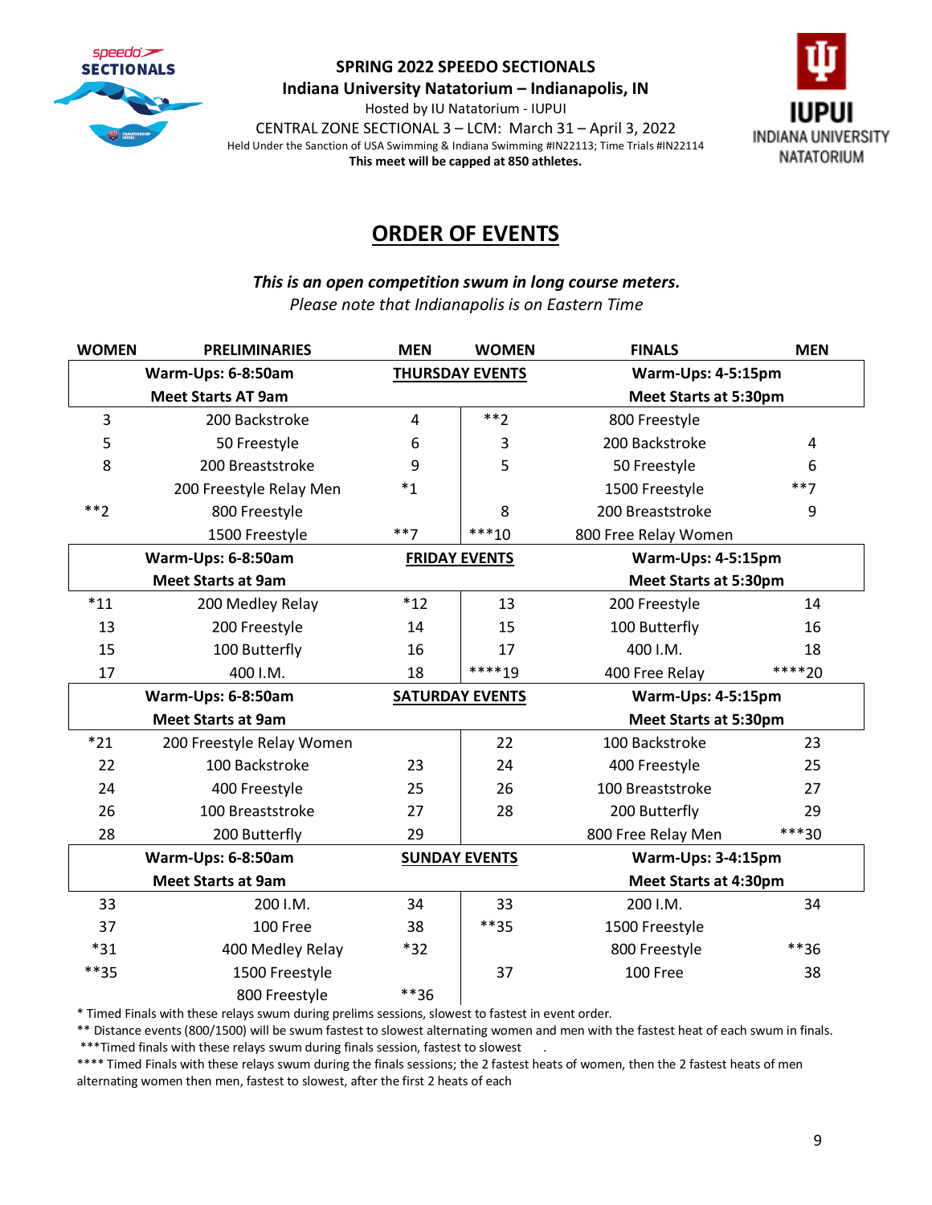**SPRING 2022 SPEEDO SECTIONALS**
**Indiana University Natatorium – Indianapolis, IN**
Hosted by IU Natatorium - IUPUI
CENTRAL ZONE SECTIONAL 3 – LCM: March 31 – April 3, 2022
Held Under the Sanction of USA Swimming & Indiana Swimming #IN22113; Time Trials #IN22114
**This meet will be capped at 850 athletes.**

# ORDER OF EVENTS

***This is an open competition swum in long course meters.***
*Please note that Indianapolis is on Eastern Time*

| WOMEN | PRELIMINARIES | MEN | WOMEN | FINALS | MEN |
|---|---|---|---|---|---|
| | **Warm-Ups: 6-8:50am** **Meet Starts AT 9am** | **THURSDAY EVENTS** | | **Warm-Ups: 4-5:15pm** **Meet Starts at 5:30pm** | |
| 3 | 200 Backstroke | 4 | **2 | 800 Freestyle | |
| 5 | 50 Freestyle | 6 | 3 | 200 Backstroke | 4 |
| 8 | 200 Breaststroke | 9 | 5 | 50 Freestyle | 6 |
| | 200 Freestyle Relay Men | *1 | | 1500 Freestyle | **7 |
| **2 | 800 Freestyle | | 8 | 200 Breaststroke | 9 |
| | 1500 Freestyle | **7 | ***10 | 800 Free Relay Women | |
| | **Warm-Ups: 6-8:50am** **Meet Starts at 9am** | **FRIDAY EVENTS** | | **Warm-Ups: 4-5:15pm** **Meet Starts at 5:30pm** | |
| *11 | 200 Medley Relay | *12 | 13 | 200 Freestyle | 14 |
| 13 | 200 Freestyle | 14 | 15 | 100 Butterfly | 16 |
| 15 | 100 Butterfly | 16 | 17 | 400 I.M. | 18 |
| 17 | 400 I.M. | 18 | ****19 | 400 Free Relay | ****20 |
| | **Warm-Ups: 6-8:50am** **Meet Starts at 9am** | **SATURDAY EVENTS** | | **Warm-Ups: 4-5:15pm** **Meet Starts at 5:30pm** | |
| *21 | 200 Freestyle Relay Women | | 22 | 100 Backstroke | 23 |
| 22 | 100 Backstroke | 23 | 24 | 400 Freestyle | 25 |
| 24 | 400 Freestyle | 25 | 26 | 100 Breaststroke | 27 |
| 26 | 100 Breaststroke | 27 | 28 | 200 Butterfly | 29 |
| 28 | 200 Butterfly | 29 | | 800 Free Relay Men | ***30 |
| | **Warm-Ups: 6-8:50am** **Meet Starts at 9am** | **SUNDAY EVENTS** | | **Warm-Ups: 3-4:15pm** **Meet Starts at 4:30pm** | |
| 33 | 200 I.M. | 34 | 33 | 200 I.M. | 34 |
| 37 | 100 Free | 38 | **35 | 1500 Freestyle | |
| *31 | 400 Medley Relay | *32 | | 800 Freestyle | **36 |
| **35 | 1500 Freestyle | | 37 | 100 Free | 38 |
| | 800 Freestyle | **36 | | | |

* Timed Finals with these relays swum during prelims sessions, slowest to fastest in event order.
** Distance events (800/1500) will be swum fastest to slowest alternating women and men with the fastest heat of each swum in finals.
***Timed finals with these relays swum during finals session, fastest to slowest .
**** Timed Finals with these relays swum during the finals sessions; the 2 fastest heats of women, then the 2 fastest heats of men alternating women then men, fastest to slowest, after the first 2 heats of each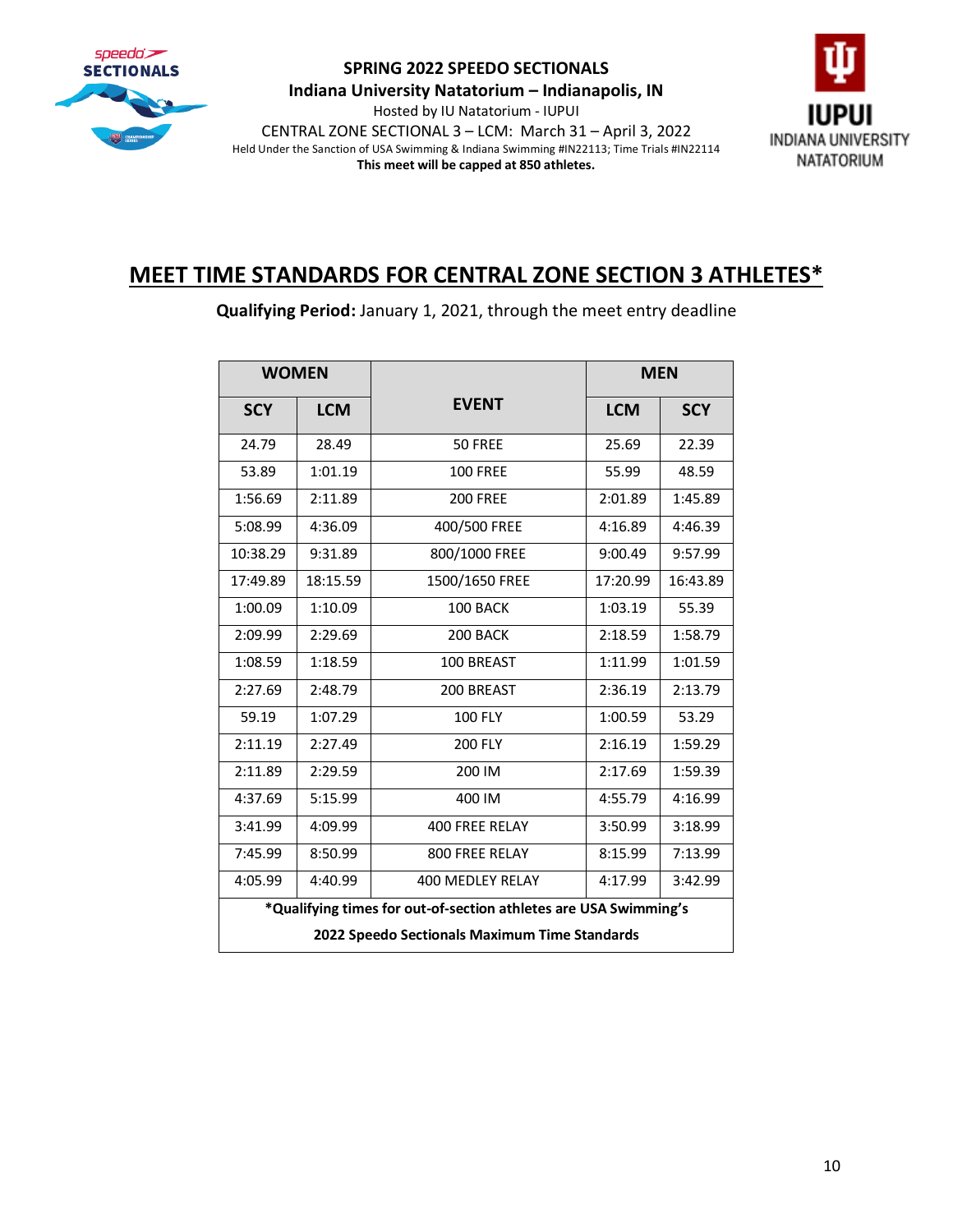**SPRING 2022 SPEEDO SECTIONALS**
**Indiana University Natatorium – Indianapolis, IN**
Hosted by IU Natatorium - IUPUI
CENTRAL ZONE SECTIONAL 3 – LCM: March 31 – April 3, 2022
Held Under the Sanction of USA Swimming & Indiana Swimming #IN22113; Time Trials #IN22114
**This meet will be capped at 850 athletes.**

# MEET TIME STANDARDS FOR CENTRAL ZONE SECTION 3 ATHLETES*

**Qualifying Period:** January 1, 2021, through the meet entry deadline

| WOMEN | | EVENT | MEN | |
|---|---|---|---|---|
| **SCY** | **LCM** | | **LCM** | **SCY** |
| 24.79 | 28.49 | 50 FREE | 25.69 | 22.39 |
| 53.89 | 1:01.19 | 100 FREE | 55.99 | 48.59 |
| 1:56.69 | 2:11.89 | 200 FREE | 2:01.89 | 1:45.89 |
| 5:08.99 | 4:36.09 | 400/500 FREE | 4:16.89 | 4:46.39 |
| 10:38.29 | 9:31.89 | 800/1000 FREE | 9:00.49 | 9:57.99 |
| 17:49.89 | 18:15.59 | 1500/1650 FREE | 17:20.99 | 16:43.89 |
| 1:00.09 | 1:10.09 | 100 BACK | 1:03.19 | 55.39 |
| 2:09.99 | 2:29.69 | 200 BACK | 2:18.59 | 1:58.79 |
| 1:08.59 | 1:18.59 | 100 BREAST | 1:11.99 | 1:01.59 |
| 2:27.69 | 2:48.79 | 200 BREAST | 2:36.19 | 2:13.79 |
| 59.19 | 1:07.29 | 100 FLY | 1:00.59 | 53.29 |
| 2:11.19 | 2:27.49 | 200 FLY | 2:16.19 | 1:59.29 |
| 2:11.89 | 2:29.59 | 200 IM | 2:17.69 | 1:59.39 |
| 4:37.69 | 5:15.99 | 400 IM | 4:55.79 | 4:16.99 |
| 3:41.99 | 4:09.99 | 400 FREE RELAY | 3:50.99 | 3:18.99 |
| 7:45.99 | 8:50.99 | 800 FREE RELAY | 8:15.99 | 7:13.99 |
| 4:05.99 | 4:40.99 | 400 MEDLEY RELAY | 4:17.99 | 3:42.99 |

***Qualifying times for out-of-section athletes are USA Swimming's 2022 Speedo Sectionals Maximum Time Standards**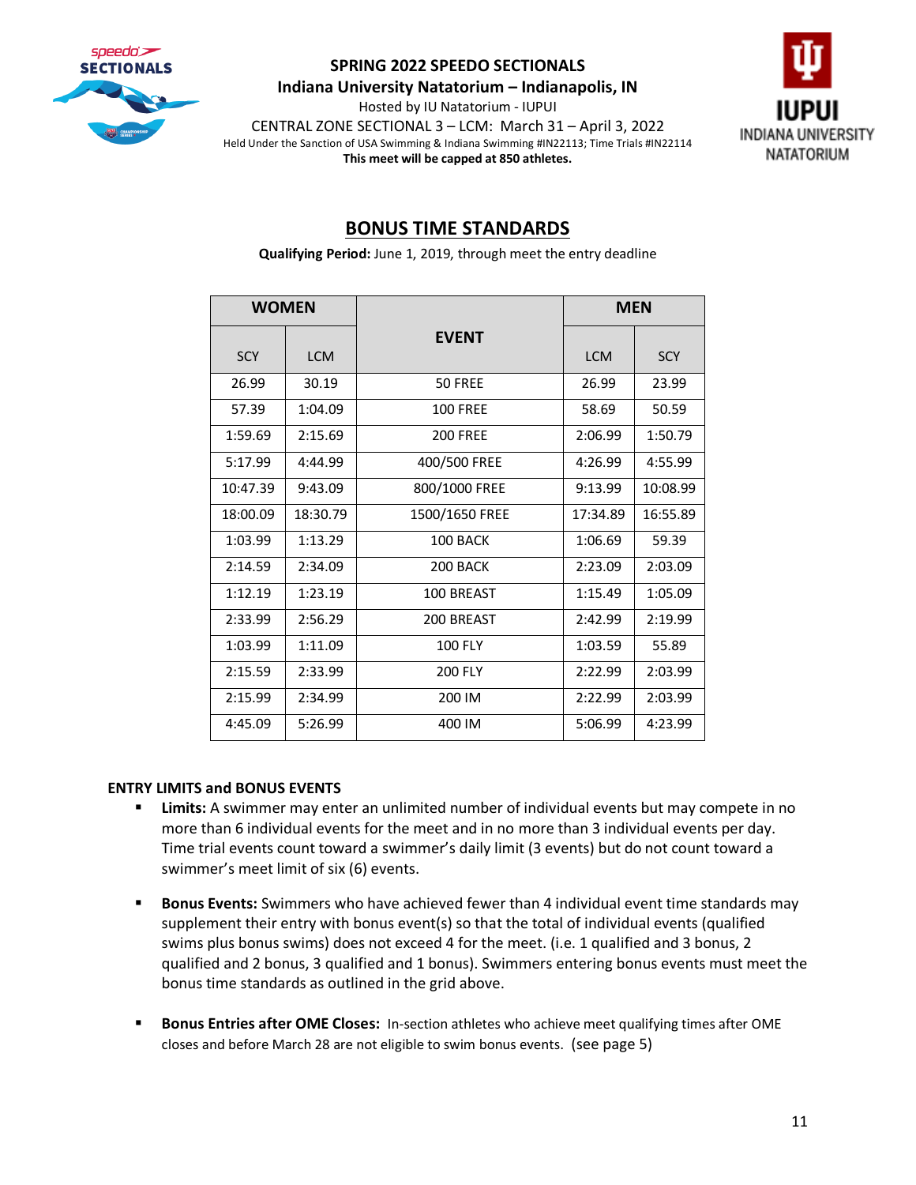**SPRING 2022 SPEEDO SECTIONALS**
**Indiana University Natatorium – Indianapolis, IN**
Hosted by IU Natatorium - IUPUI
CENTRAL ZONE SECTIONAL 3 – LCM: March 31 – April 3, 2022
Held Under the Sanction of USA Swimming & Indiana Swimming #IN22113; Time Trials #IN22114
**This meet will be capped at 850 athletes.**

## BONUS TIME STANDARDS

**Qualifying Period:** June 1, 2019, through meet the entry deadline

| WOMEN | | EVENT | MEN | |
|---|---|---|---|---|
| SCY | LCM | | LCM | SCY |
| 26.99 | 30.19 | 50 FREE | 26.99 | 23.99 |
| 57.39 | 1:04.09 | 100 FREE | 58.69 | 50.59 |
| 1:59.69 | 2:15.69 | 200 FREE | 2:06.99 | 1:50.79 |
| 5:17.99 | 4:44.99 | 400/500 FREE | 4:26.99 | 4:55.99 |
| 10:47.39 | 9:43.09 | 800/1000 FREE | 9:13.99 | 10:08.99 |
| 18:00.09 | 18:30.79 | 1500/1650 FREE | 17:34.89 | 16:55.89 |
| 1:03.99 | 1:13.29 | 100 BACK | 1:06.69 | 59.39 |
| 2:14.59 | 2:34.09 | 200 BACK | 2:23.09 | 2:03.09 |
| 1:12.19 | 1:23.19 | 100 BREAST | 1:15.49 | 1:05.09 |
| 2:33.99 | 2:56.29 | 200 BREAST | 2:42.99 | 2:19.99 |
| 1:03.99 | 1:11.09 | 100 FLY | 1:03.59 | 55.89 |
| 2:15.59 | 2:33.99 | 200 FLY | 2:22.99 | 2:03.99 |
| 2:15.99 | 2:34.99 | 200 IM | 2:22.99 | 2:03.99 |
| 4:45.09 | 5:26.99 | 400 IM | 5:06.99 | 4:23.99 |

**ENTRY LIMITS and BONUS EVENTS**

- **Limits:** A swimmer may enter an unlimited number of individual events but may compete in no more than 6 individual events for the meet and in no more than 3 individual events per day. Time trial events count toward a swimmer's daily limit (3 events) but do not count toward a swimmer's meet limit of six (6) events.
- **Bonus Events:** Swimmers who have achieved fewer than 4 individual event time standards may supplement their entry with bonus event(s) so that the total of individual events (qualified swims plus bonus swims) does not exceed 4 for the meet. (i.e. 1 qualified and 3 bonus, 2 qualified and 2 bonus, 3 qualified and 1 bonus). Swimmers entering bonus events must meet the bonus time standards as outlined in the grid above.
- **Bonus Entries after OME Closes:** In-section athletes who achieve meet qualifying times after OME closes and before March 28 are not eligible to swim bonus events. (see page 5)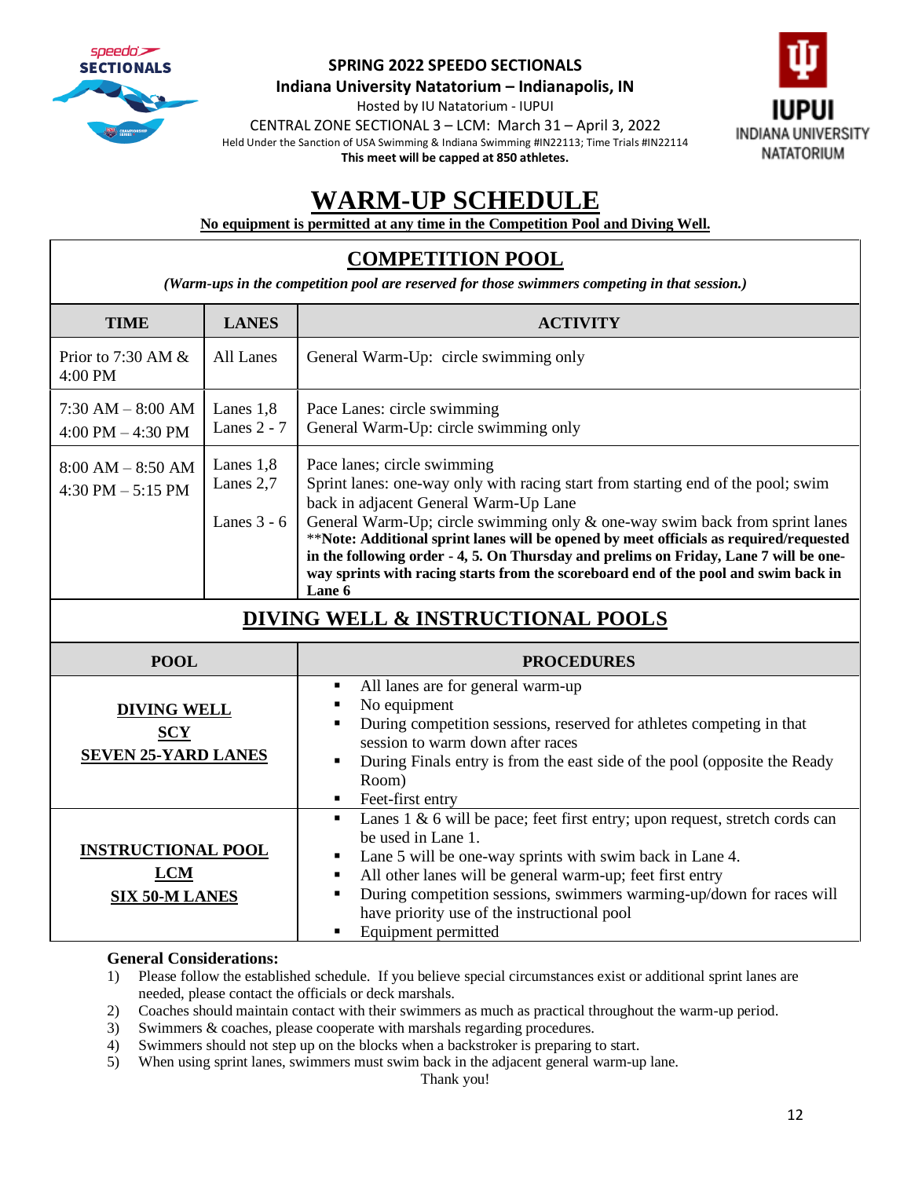**SPRING 2022 SPEEDO SECTIONALS**

**Indiana University Natatorium – Indianapolis, IN**

Hosted by IU Natatorium - IUPUI

CENTRAL ZONE SECTIONAL 3 – LCM: March 31 – April 3, 2022

Held Under the Sanction of USA Swimming & Indiana Swimming #IN22113; Time Trials #IN22114

**This meet will be capped at 850 athletes.**

# WARM-UP SCHEDULE

**No equipment is permitted at any time in the Competition Pool and Diving Well.**

## COMPETITION POOL

*(Warm-ups in the competition pool are reserved for those swimmers competing in that session.)*

| TIME | LANES | ACTIVITY |
|---|---|---|
| Prior to 7:30 AM & 4:00 PM | All Lanes | General Warm-Up: circle swimming only |
| 7:30 AM – 8:00 AM<br>4:00 PM – 4:30 PM | Lanes 1,8<br>Lanes 2 - 7 | Pace Lanes: circle swimming<br>General Warm-Up: circle swimming only |
| 8:00 AM – 8:50 AM<br>4:30 PM – 5:15 PM | Lanes 1,8<br>Lanes 2,7<br><br>Lanes 3 - 6 | Pace lanes; circle swimming<br>Sprint lanes: one-way only with racing start from starting end of the pool; swim back in adjacent General Warm-Up Lane<br>General Warm-Up; circle swimming only & one-way swim back from sprint lanes<br>**\*\*Note: Additional sprint lanes will be opened by meet officials as required/requested in the following order - 4, 5. On Thursday and prelims on Friday, Lane 7 will be one-way sprints with racing starts from the scoreboard end of the pool and swim back in Lane 6** |

## DIVING WELL & INSTRUCTIONAL POOLS

| POOL | PROCEDURES |
|---|---|
| **DIVING WELL**<br>**SCY**<br>**SEVEN 25-YARD LANES** | ▪ All lanes are for general warm-up<br>▪ No equipment<br>▪ During competition sessions, reserved for athletes competing in that session to warm down after races<br>▪ During Finals entry is from the east side of the pool (opposite the Ready Room)<br>▪ Feet-first entry |
| **INSTRUCTIONAL POOL**<br>**LCM**<br>**SIX 50-M LANES** | ▪ Lanes 1 & 6 will be pace; feet first entry; upon request, stretch cords can be used in Lane 1.<br>▪ Lane 5 will be one-way sprints with swim back in Lane 4.<br>▪ All other lanes will be general warm-up; feet first entry<br>▪ During competition sessions, swimmers warming-up/down for races will have priority use of the instructional pool<br>▪ Equipment permitted |

**General Considerations:**

1) Please follow the established schedule. If you believe special circumstances exist or additional sprint lanes are needed, please contact the officials or deck marshals.
2) Coaches should maintain contact with their swimmers as much as practical throughout the warm-up period.
3) Swimmers & coaches, please cooperate with marshals regarding procedures.
4) Swimmers should not step up on the blocks when a backstroker is preparing to start.
5) When using sprint lanes, swimmers must swim back in the adjacent general warm-up lane.

Thank you!